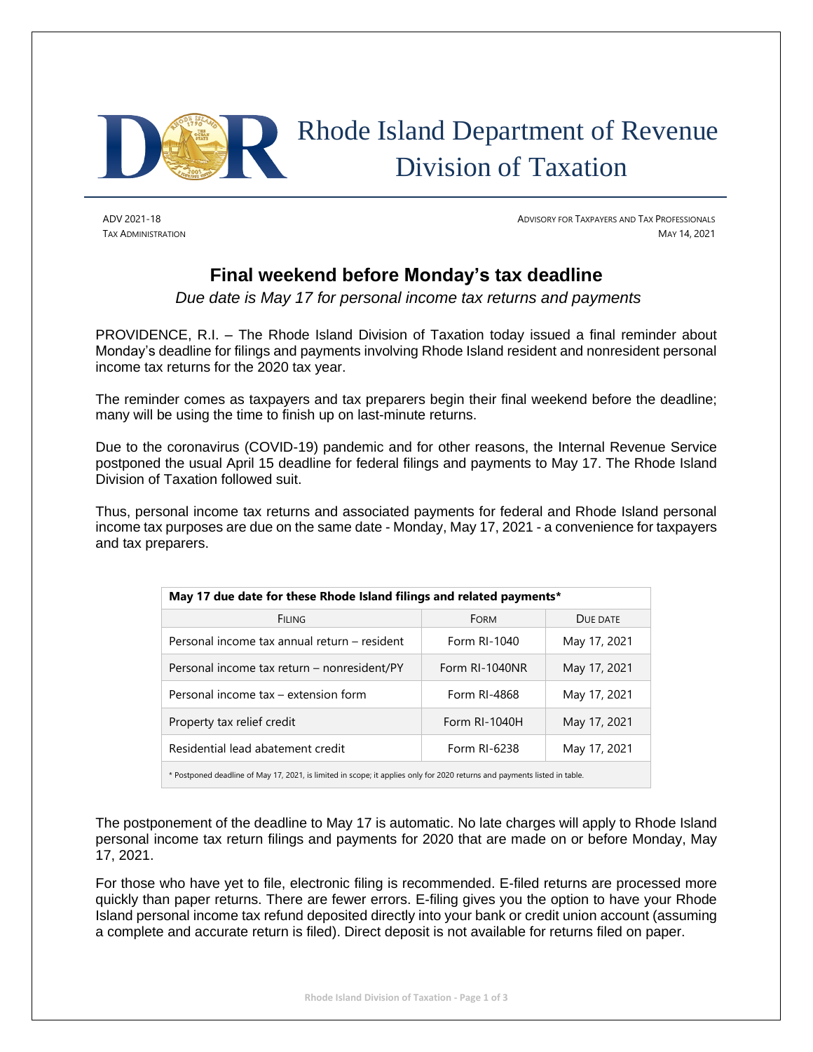# Rhode Island Department of Revenue
## Division of Taxation

ADV 2021-18
TAX ADMINISTRATION

ADVISORY FOR TAXPAYERS AND TAX PROFESSIONALS
MAY 14, 2021

# Final weekend before Monday's tax deadline

*Due date is May 17 for personal income tax returns and payments*

PROVIDENCE, R.I. – The Rhode Island Division of Taxation today issued a final reminder about Monday's deadline for filings and payments involving Rhode Island resident and nonresident personal income tax returns for the 2020 tax year.

The reminder comes as taxpayers and tax preparers begin their final weekend before the deadline; many will be using the time to finish up on last-minute returns.

Due to the coronavirus (COVID-19) pandemic and for other reasons, the Internal Revenue Service postponed the usual April 15 deadline for federal filings and payments to May 17. The Rhode Island Division of Taxation followed suit.

Thus, personal income tax returns and associated payments for federal and Rhode Island personal income tax purposes are due on the same date - Monday, May 17, 2021 - a convenience for taxpayers and tax preparers.

**May 17 due date for these Rhode Island filings and related payments***

| FILING | FORM | DUE DATE |
|---|---|---|
| Personal income tax annual return – resident | Form RI-1040 | May 17, 2021 |
| Personal income tax return – nonresident/PY | Form RI-1040NR | May 17, 2021 |
| Personal income tax – extension form | Form RI-4868 | May 17, 2021 |
| Property tax relief credit | Form RI-1040H | May 17, 2021 |
| Residential lead abatement credit | Form RI-6238 | May 17, 2021 |

* Postponed deadline of May 17, 2021, is limited in scope; it applies only for 2020 returns and payments listed in table.

The postponement of the deadline to May 17 is automatic. No late charges will apply to Rhode Island personal income tax return filings and payments for 2020 that are made on or before Monday, May 17, 2021.

For those who have yet to file, electronic filing is recommended. E-filed returns are processed more quickly than paper returns. There are fewer errors. E-filing gives you the option to have your Rhode Island personal income tax refund deposited directly into your bank or credit union account (assuming a complete and accurate return is filed). Direct deposit is not available for returns filed on paper.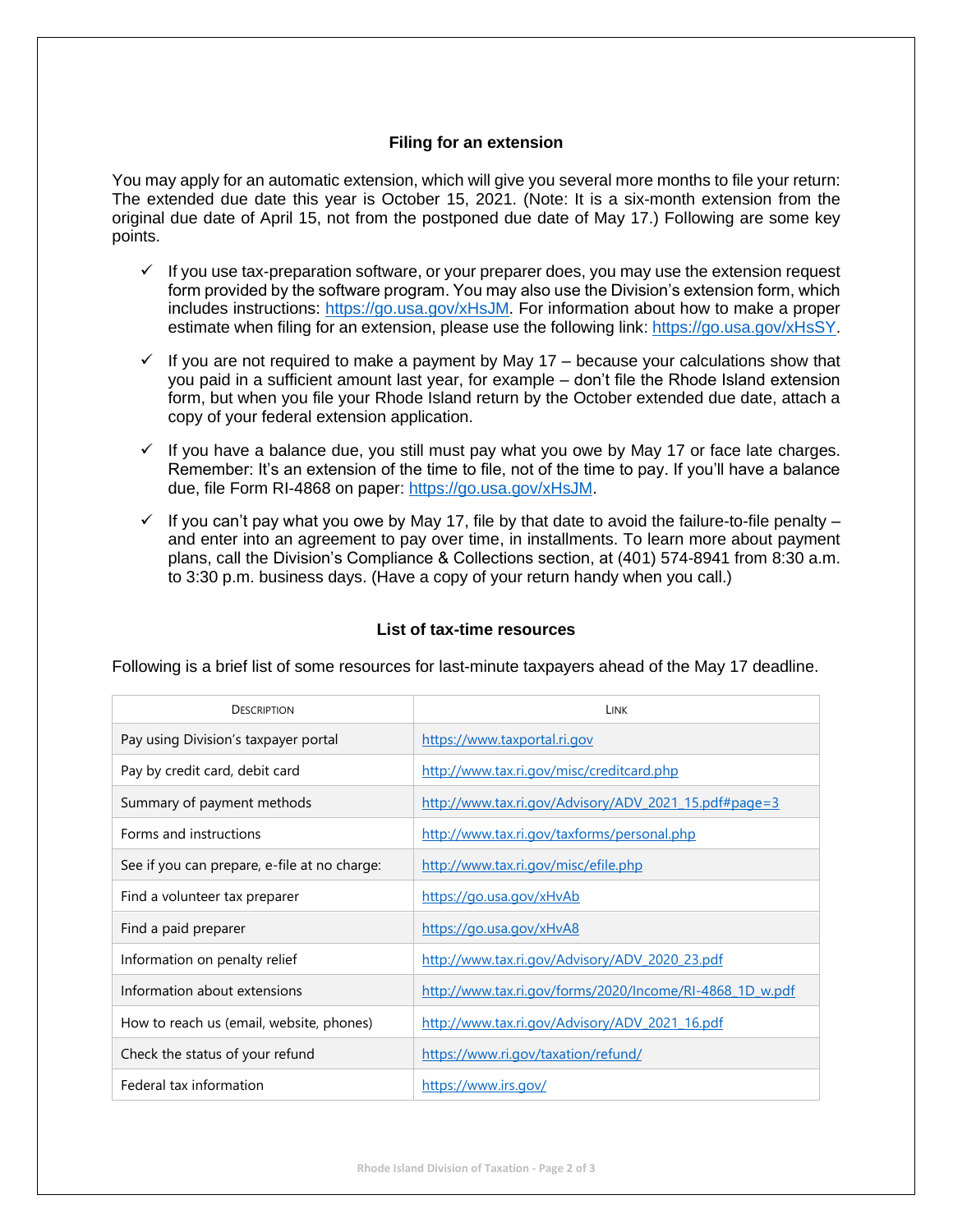## Filing for an extension

You may apply for an automatic extension, which will give you several more months to file your return: The extended due date this year is October 15, 2021. (Note: It is a six-month extension from the original due date of April 15, not from the postponed due date of May 17.) Following are some key points.

- ✓ If you use tax-preparation software, or your preparer does, you may use the extension request form provided by the software program. You may also use the Division's extension form, which includes instructions: https://go.usa.gov/xHsJM. For information about how to make a proper estimate when filing for an extension, please use the following link: https://go.usa.gov/xHsSY.

- ✓ If you are not required to make a payment by May 17 – because your calculations show that you paid in a sufficient amount last year, for example – don't file the Rhode Island extension form, but when you file your Rhode Island return by the October extended due date, attach a copy of your federal extension application.

- ✓ If you have a balance due, you still must pay what you owe by May 17 or face late charges. Remember: It's an extension of the time to file, not of the time to pay. If you'll have a balance due, file Form RI-4868 on paper: https://go.usa.gov/xHsJM.

- ✓ If you can't pay what you owe by May 17, file by that date to avoid the failure-to-file penalty – and enter into an agreement to pay over time, in installments. To learn more about payment plans, call the Division's Compliance & Collections section, at (401) 574-8941 from 8:30 a.m. to 3:30 p.m. business days. (Have a copy of your return handy when you call.)

## List of tax-time resources

Following is a brief list of some resources for last-minute taxpayers ahead of the May 17 deadline.

| Description | Link |
|---|---|
| Pay using Division's taxpayer portal | https://www.taxportal.ri.gov |
| Pay by credit card, debit card | http://www.tax.ri.gov/misc/creditcard.php |
| Summary of payment methods | http://www.tax.ri.gov/Advisory/ADV_2021_15.pdf#page=3 |
| Forms and instructions | http://www.tax.ri.gov/taxforms/personal.php |
| See if you can prepare, e-file at no charge: | http://www.tax.ri.gov/misc/efile.php |
| Find a volunteer tax preparer | https://go.usa.gov/xHvAb |
| Find a paid preparer | https://go.usa.gov/xHvA8 |
| Information on penalty relief | http://www.tax.ri.gov/Advisory/ADV_2020_23.pdf |
| Information about extensions | http://www.tax.ri.gov/forms/2020/Income/RI-4868_1D_w.pdf |
| How to reach us (email, website, phones) | http://www.tax.ri.gov/Advisory/ADV_2021_16.pdf |
| Check the status of your refund | https://www.ri.gov/taxation/refund/ |
| Federal tax information | https://www.irs.gov/ |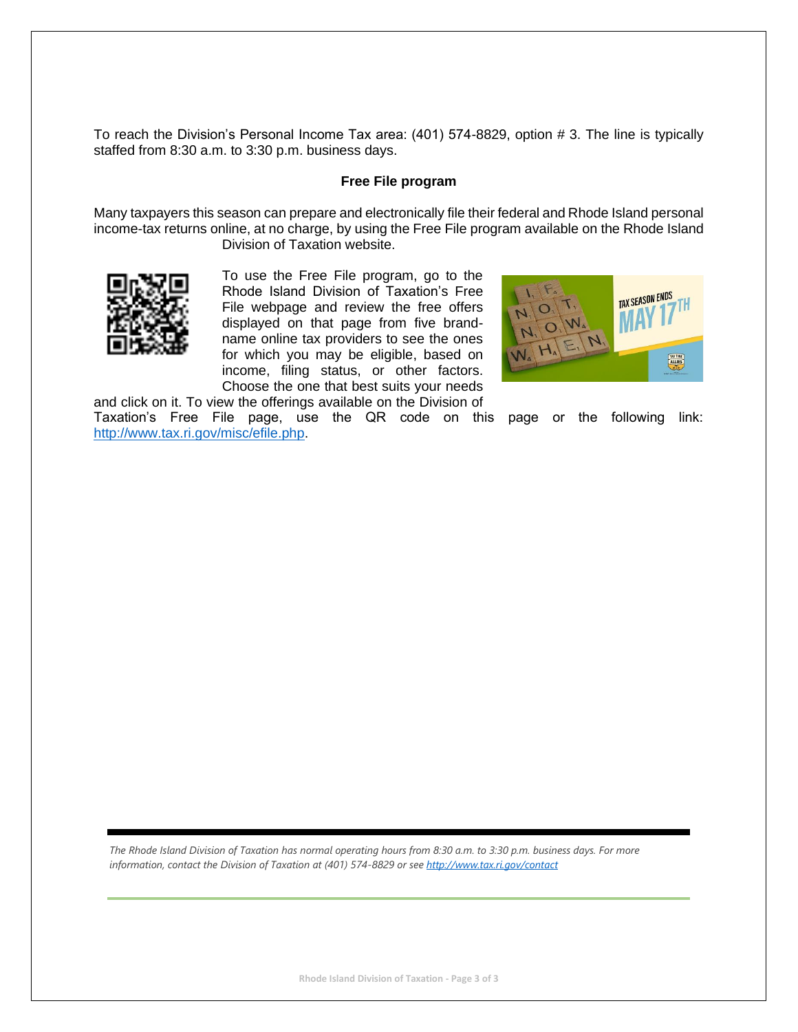To reach the Division's Personal Income Tax area: (401) 574-8829, option # 3. The line is typically staffed from 8:30 a.m. to 3:30 p.m. business days.

### Free File program

Many taxpayers this season can prepare and electronically file their federal and Rhode Island personal income-tax returns online, at no charge, by using the Free File program available on the Rhode Island Division of Taxation website.

To use the Free File program, go to the Rhode Island Division of Taxation's Free File webpage and review the free offers displayed on that page from five brand-name online tax providers to see the ones for which you may be eligible, based on income, filing status, or other factors. Choose the one that best suits your needs and click on it. To view the offerings available on the Division of Taxation's Free File page, use the QR code on this page or the following link: [http://www.tax.ri.gov/misc/efile.php](http://www.tax.ri.gov/misc/efile.php).

*The Rhode Island Division of Taxation has normal operating hours from 8:30 a.m. to 3:30 p.m. business days. For more information, contact the Division of Taxation at (401) 574-8829 or see [http://www.tax.ri.gov/contact](http://www.tax.ri.gov/contact)*